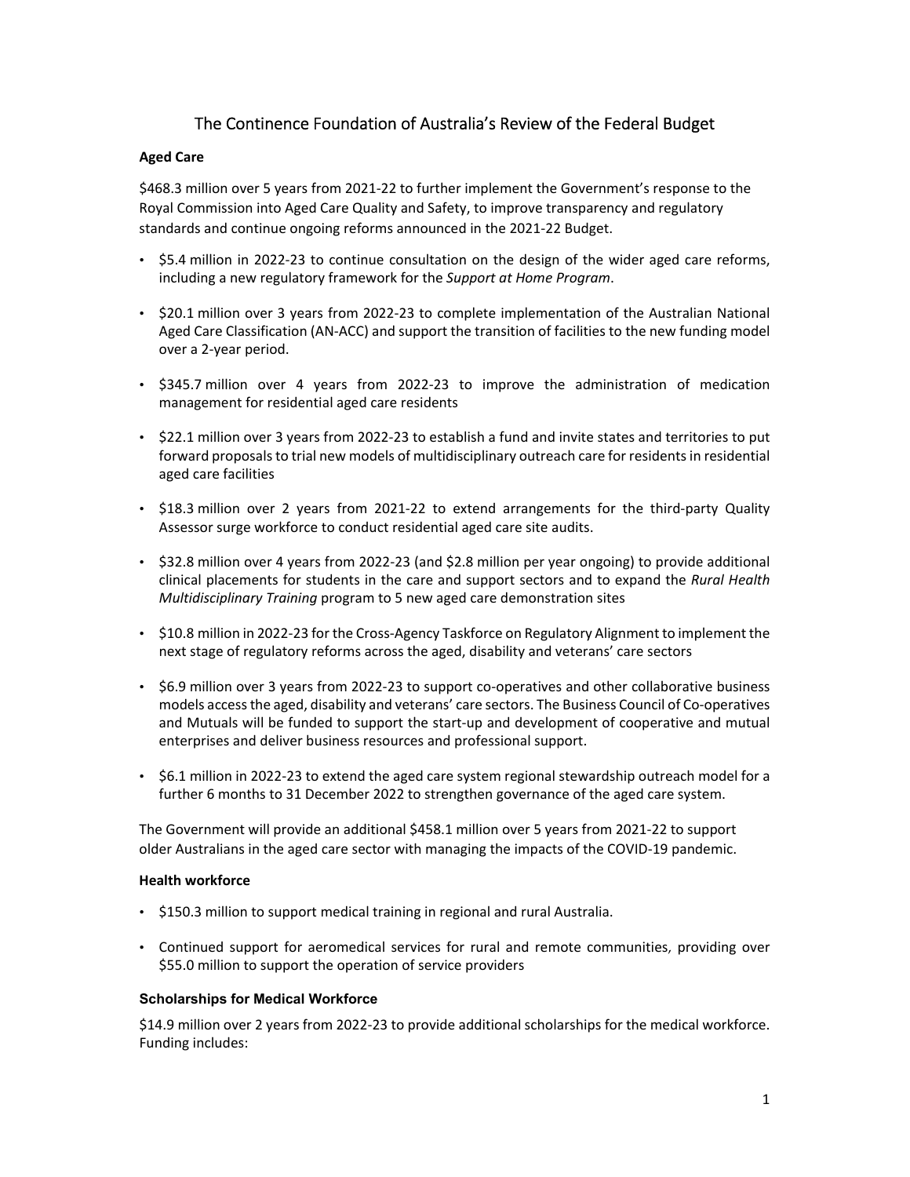# The Continence Foundation of Australia's Review of the Federal Budget

## Aged Care

$468.3 million over 5 years from 2021-22 to further implement the Government's response to the Royal Commission into Aged Care Quality and Safety, to improve transparency and regulatory standards and continue ongoing reforms announced in the 2021-22 Budget.

- $5.4 million in 2022-23 to continue consultation on the design of the wider aged care reforms, including a new regulatory framework for the *Support at Home Program*.
- $20.1 million over 3 years from 2022-23 to complete implementation of the Australian National Aged Care Classification (AN-ACC) and support the transition of facilities to the new funding model over a 2-year period.
- $345.7 million over 4 years from 2022-23 to improve the administration of medication management for residential aged care residents
- $22.1 million over 3 years from 2022-23 to establish a fund and invite states and territories to put forward proposals to trial new models of multidisciplinary outreach care for residents in residential aged care facilities
- $18.3 million over 2 years from 2021-22 to extend arrangements for the third-party Quality Assessor surge workforce to conduct residential aged care site audits.
- $32.8 million over 4 years from 2022-23 (and $2.8 million per year ongoing) to provide additional clinical placements for students in the care and support sectors and to expand the *Rural Health Multidisciplinary Training* program to 5 new aged care demonstration sites
- $10.8 million in 2022-23 for the Cross-Agency Taskforce on Regulatory Alignment to implement the next stage of regulatory reforms across the aged, disability and veterans' care sectors
- $6.9 million over 3 years from 2022-23 to support co-operatives and other collaborative business models access the aged, disability and veterans' care sectors. The Business Council of Co-operatives and Mutuals will be funded to support the start-up and development of cooperative and mutual enterprises and deliver business resources and professional support.
- $6.1 million in 2022-23 to extend the aged care system regional stewardship outreach model for a further 6 months to 31 December 2022 to strengthen governance of the aged care system.

The Government will provide an additional $458.1 million over 5 years from 2021-22 to support older Australians in the aged care sector with managing the impacts of the COVID-19 pandemic.

## Health workforce

- $150.3 million to support medical training in regional and rural Australia.
- Continued support for aeromedical services for rural and remote communities, providing over $55.0 million to support the operation of service providers

### Scholarships for Medical Workforce

$14.9 million over 2 years from 2022-23 to provide additional scholarships for the medical workforce. Funding includes: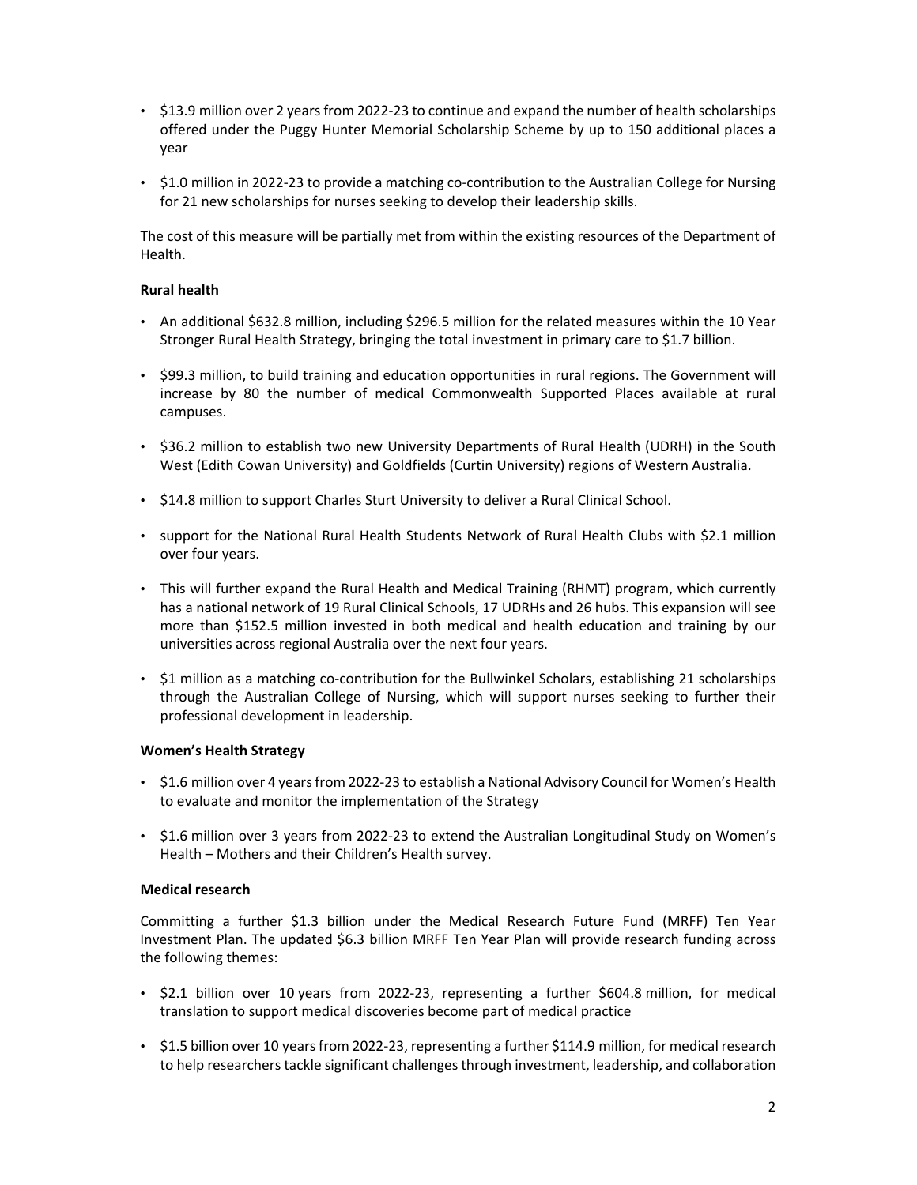- \$13.9 million over 2 years from 2022-23 to continue and expand the number of health scholarships offered under the Puggy Hunter Memorial Scholarship Scheme by up to 150 additional places a year
- \$1.0 million in 2022-23 to provide a matching co-contribution to the Australian College for Nursing for 21 new scholarships for nurses seeking to develop their leadership skills.

The cost of this measure will be partially met from within the existing resources of the Department of Health.

**Rural health**

- An additional \$632.8 million, including \$296.5 million for the related measures within the 10 Year Stronger Rural Health Strategy, bringing the total investment in primary care to \$1.7 billion.
- \$99.3 million, to build training and education opportunities in rural regions. The Government will increase by 80 the number of medical Commonwealth Supported Places available at rural campuses.
- \$36.2 million to establish two new University Departments of Rural Health (UDRH) in the South West (Edith Cowan University) and Goldfields (Curtin University) regions of Western Australia.
- \$14.8 million to support Charles Sturt University to deliver a Rural Clinical School.
- support for the National Rural Health Students Network of Rural Health Clubs with \$2.1 million over four years.
- This will further expand the Rural Health and Medical Training (RHMT) program, which currently has a national network of 19 Rural Clinical Schools, 17 UDRHs and 26 hubs. This expansion will see more than \$152.5 million invested in both medical and health education and training by our universities across regional Australia over the next four years.
- \$1 million as a matching co-contribution for the Bullwinkel Scholars, establishing 21 scholarships through the Australian College of Nursing, which will support nurses seeking to further their professional development in leadership.

**Women's Health Strategy**

- \$1.6 million over 4 years from 2022-23 to establish a National Advisory Council for Women's Health to evaluate and monitor the implementation of the Strategy
- \$1.6 million over 3 years from 2022-23 to extend the Australian Longitudinal Study on Women's Health – Mothers and their Children's Health survey.

**Medical research**

Committing a further \$1.3 billion under the Medical Research Future Fund (MRFF) Ten Year Investment Plan. The updated \$6.3 billion MRFF Ten Year Plan will provide research funding across the following themes:

- \$2.1 billion over 10 years from 2022-23, representing a further \$604.8 million, for medical translation to support medical discoveries become part of medical practice
- \$1.5 billion over 10 years from 2022-23, representing a further \$114.9 million, for medical research to help researchers tackle significant challenges through investment, leadership, and collaboration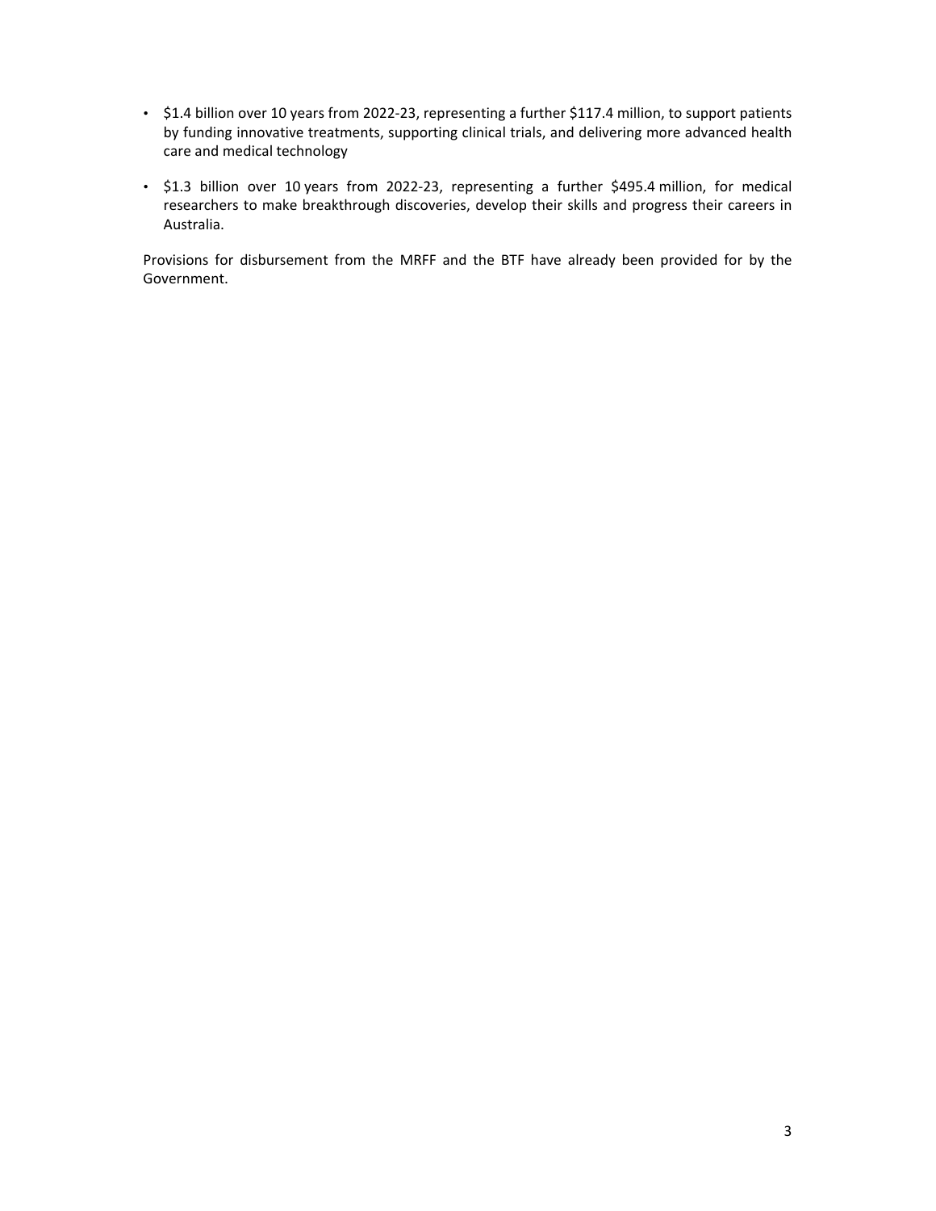- $1.4 billion over 10 years from 2022-23, representing a further $117.4 million, to support patients by funding innovative treatments, supporting clinical trials, and delivering more advanced health care and medical technology
- $1.3 billion over 10 years from 2022-23, representing a further $495.4 million, for medical researchers to make breakthrough discoveries, develop their skills and progress their careers in Australia.

Provisions for disbursement from the MRFF and the BTF have already been provided for by the Government.